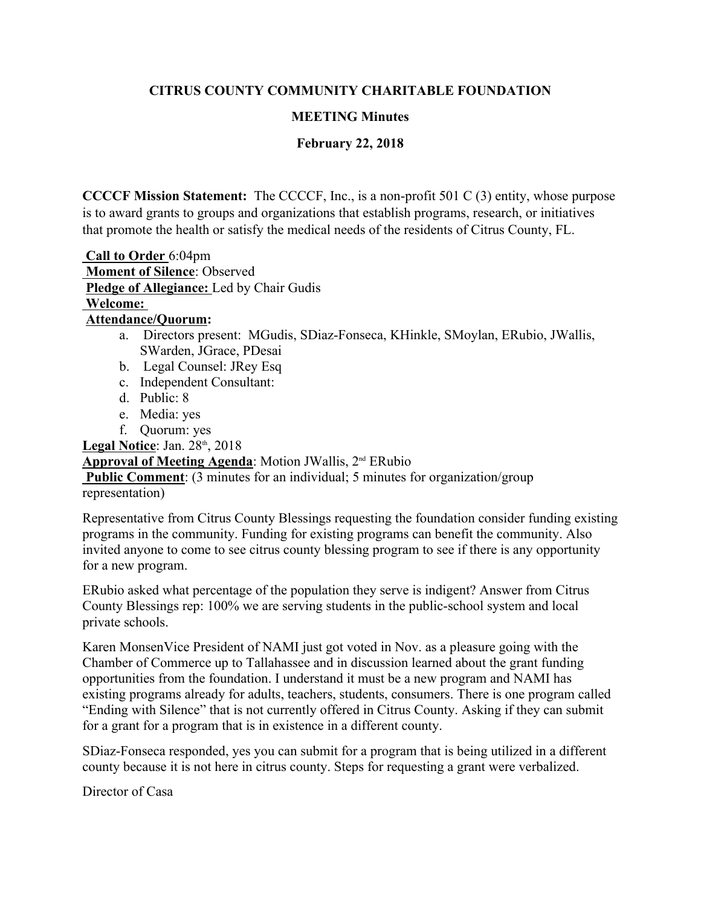**CITRUS COUNTY COMMUNITY CHARITABLE FOUNDATION**

**MEETING Minutes**

**February 22, 2018**

**CCCCF Mission Statement:** The CCCCF, Inc., is a non-profit 501 C (3) entity, whose purpose is to award grants to groups and organizations that establish programs, research, or initiatives that promote the health or satisfy the medical needs of the residents of Citrus County, FL.

**Call to Order** 6:04pm
**Moment of Silence**: Observed
**Pledge of Allegiance:** Led by Chair Gudis
**Welcome:**
**Attendance/Quorum:**

a. Directors present: MGudis, SDiaz-Fonseca, KHinkle, SMoylan, ERubio, JWallis, SWarden, JGrace, PDesai
b. Legal Counsel: JRey Esq
c. Independent Consultant:
d. Public: 8
e. Media: yes
f. Quorum: yes

**Legal Notice**: Jan. 28th, 2018
**Approval of Meeting Agenda**: Motion JWallis, 2nd ERubio
**Public Comment**: (3 minutes for an individual; 5 minutes for organization/group representation)

Representative from Citrus County Blessings requesting the foundation consider funding existing programs in the community. Funding for existing programs can benefit the community. Also invited anyone to come to see citrus county blessing program to see if there is any opportunity for a new program.

ERubio asked what percentage of the population they serve is indigent? Answer from Citrus County Blessings rep: 100% we are serving students in the public-school system and local private schools.

Karen MonsenVice President of NAMI just got voted in Nov. as a pleasure going with the Chamber of Commerce up to Tallahassee and in discussion learned about the grant funding opportunities from the foundation. I understand it must be a new program and NAMI has existing programs already for adults, teachers, students, consumers. There is one program called "Ending with Silence" that is not currently offered in Citrus County. Asking if they can submit for a grant for a program that is in existence in a different county.

SDiaz-Fonseca responded, yes you can submit for a program that is being utilized in a different county because it is not here in citrus county. Steps for requesting a grant were verbalized.

Director of Casa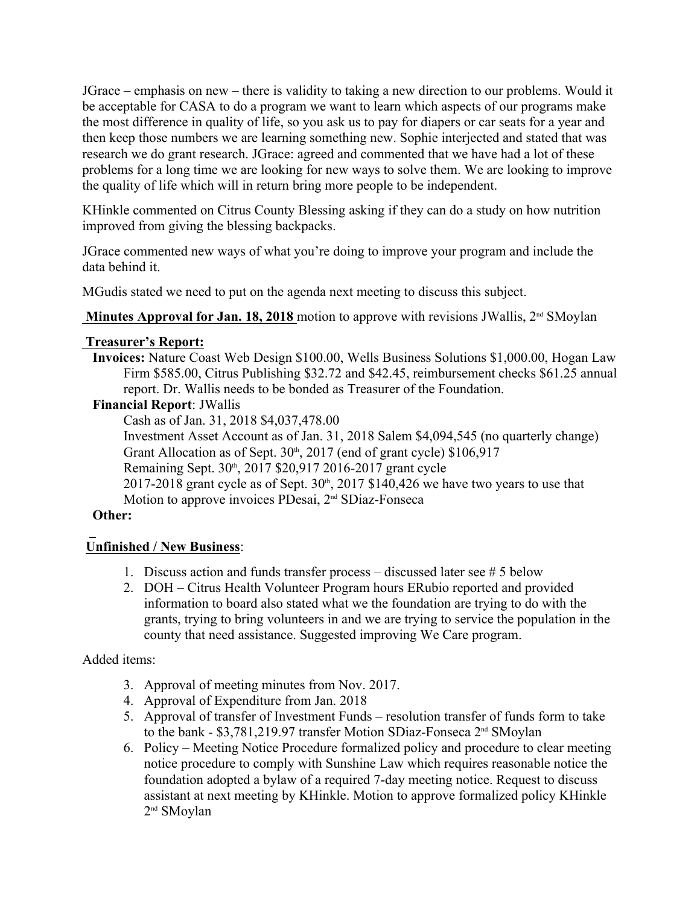JGrace – emphasis on new – there is validity to taking a new direction to our problems. Would it be acceptable for CASA to do a program we want to learn which aspects of our programs make the most difference in quality of life, so you ask us to pay for diapers or car seats for a year and then keep those numbers we are learning something new. Sophie interjected and stated that was research we do grant research. JGrace: agreed and commented that we have had a lot of these problems for a long time we are looking for new ways to solve them. We are looking to improve the quality of life which will in return bring more people to be independent.

KHinkle commented on Citrus County Blessing asking if they can do a study on how nutrition improved from giving the blessing backpacks.

JGrace commented new ways of what you're doing to improve your program and include the data behind it.

MGudis stated we need to put on the agenda next meeting to discuss this subject.

**Minutes Approval for Jan. 18, 2018** motion to approve with revisions JWallis, 2nd SMoylan

**Treasurer's Report:**

**Invoices:** Nature Coast Web Design $100.00, Wells Business Solutions $1,000.00, Hogan Law Firm $585.00, Citrus Publishing $32.72 and $42.45, reimbursement checks $61.25 annual report. Dr. Wallis needs to be bonded as Treasurer of the Foundation.

**Financial Report**: JWallis

Cash as of Jan. 31, 2018 $4,037,478.00

Investment Asset Account as of Jan. 31, 2018 Salem $4,094,545 (no quarterly change)

Grant Allocation as of Sept. 30th, 2017 (end of grant cycle) $106,917

Remaining Sept. 30th, 2017 $20,917 2016-2017 grant cycle

2017-2018 grant cycle as of Sept. 30th, 2017 $140,426 we have two years to use that

Motion to approve invoices PDesai, 2nd SDiaz-Fonseca

**Other:**

**Unfinished / New Business**:

1. Discuss action and funds transfer process – discussed later see # 5 below
2. DOH – Citrus Health Volunteer Program hours ERubio reported and provided information to board also stated what we the foundation are trying to do with the grants, trying to bring volunteers in and we are trying to service the population in the county that need assistance. Suggested improving We Care program.

Added items:

3. Approval of meeting minutes from Nov. 2017.
4. Approval of Expenditure from Jan. 2018
5. Approval of transfer of Investment Funds – resolution transfer of funds form to take to the bank - $3,781,219.97 transfer Motion SDiaz-Fonseca 2nd SMoylan
6. Policy – Meeting Notice Procedure formalized policy and procedure to clear meeting notice procedure to comply with Sunshine Law which requires reasonable notice the foundation adopted a bylaw of a required 7-day meeting notice. Request to discuss assistant at next meeting by KHinkle. Motion to approve formalized policy KHinkle 2nd SMoylan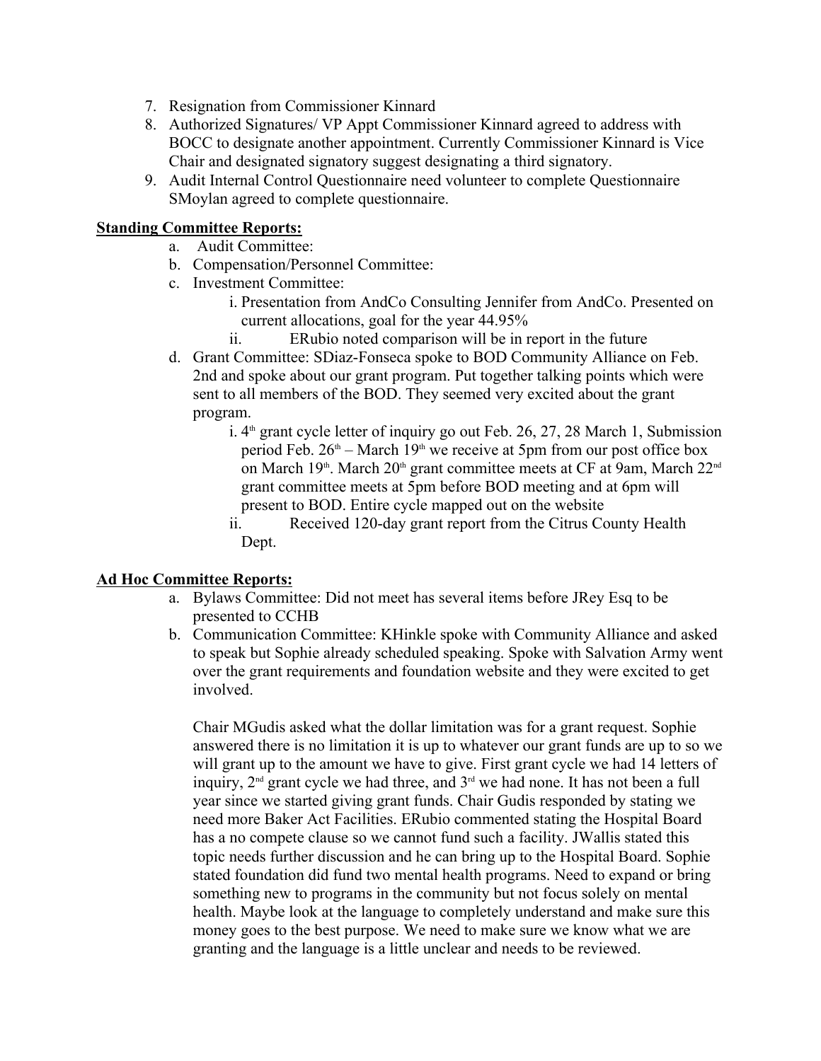7. Resignation from Commissioner Kinnard
8. Authorized Signatures/ VP Appt Commissioner Kinnard agreed to address with BOCC to designate another appointment. Currently Commissioner Kinnard is Vice Chair and designated signatory suggest designating a third signatory.
9. Audit Internal Control Questionnaire need volunteer to complete Questionnaire SMoylan agreed to complete questionnaire.

**Standing Committee Reports:**

a. Audit Committee:
b. Compensation/Personnel Committee:
c. Investment Committee:
   i. Presentation from AndCo Consulting Jennifer from AndCo. Presented on current allocations, goal for the year 44.95%
   ii. ERubio noted comparison will be in report in the future
d. Grant Committee: SDiaz-Fonseca spoke to BOD Community Alliance on Feb. 2nd and spoke about our grant program. Put together talking points which were sent to all members of the BOD. They seemed very excited about the grant program.
   i. 4th grant cycle letter of inquiry go out Feb. 26, 27, 28 March 1, Submission period Feb. 26th – March 19th we receive at 5pm from our post office box on March 19th. March 20th grant committee meets at CF at 9am, March 22nd grant committee meets at 5pm before BOD meeting and at 6pm will present to BOD. Entire cycle mapped out on the website
   ii. Received 120-day grant report from the Citrus County Health Dept.

**Ad Hoc Committee Reports:**

a. Bylaws Committee: Did not meet has several items before JRey Esq to be presented to CCHB
b. Communication Committee: KHinkle spoke with Community Alliance and asked to speak but Sophie already scheduled speaking. Spoke with Salvation Army went over the grant requirements and foundation website and they were excited to get involved.

   Chair MGudis asked what the dollar limitation was for a grant request. Sophie answered there is no limitation it is up to whatever our grant funds are up to so we will grant up to the amount we have to give. First grant cycle we had 14 letters of inquiry, 2nd grant cycle we had three, and 3rd we had none. It has not been a full year since we started giving grant funds. Chair Gudis responded by stating we need more Baker Act Facilities. ERubio commented stating the Hospital Board has a no compete clause so we cannot fund such a facility. JWallis stated this topic needs further discussion and he can bring up to the Hospital Board. Sophie stated foundation did fund two mental health programs. Need to expand or bring something new to programs in the community but not focus solely on mental health. Maybe look at the language to completely understand and make sure this money goes to the best purpose. We need to make sure we know what we are granting and the language is a little unclear and needs to be reviewed.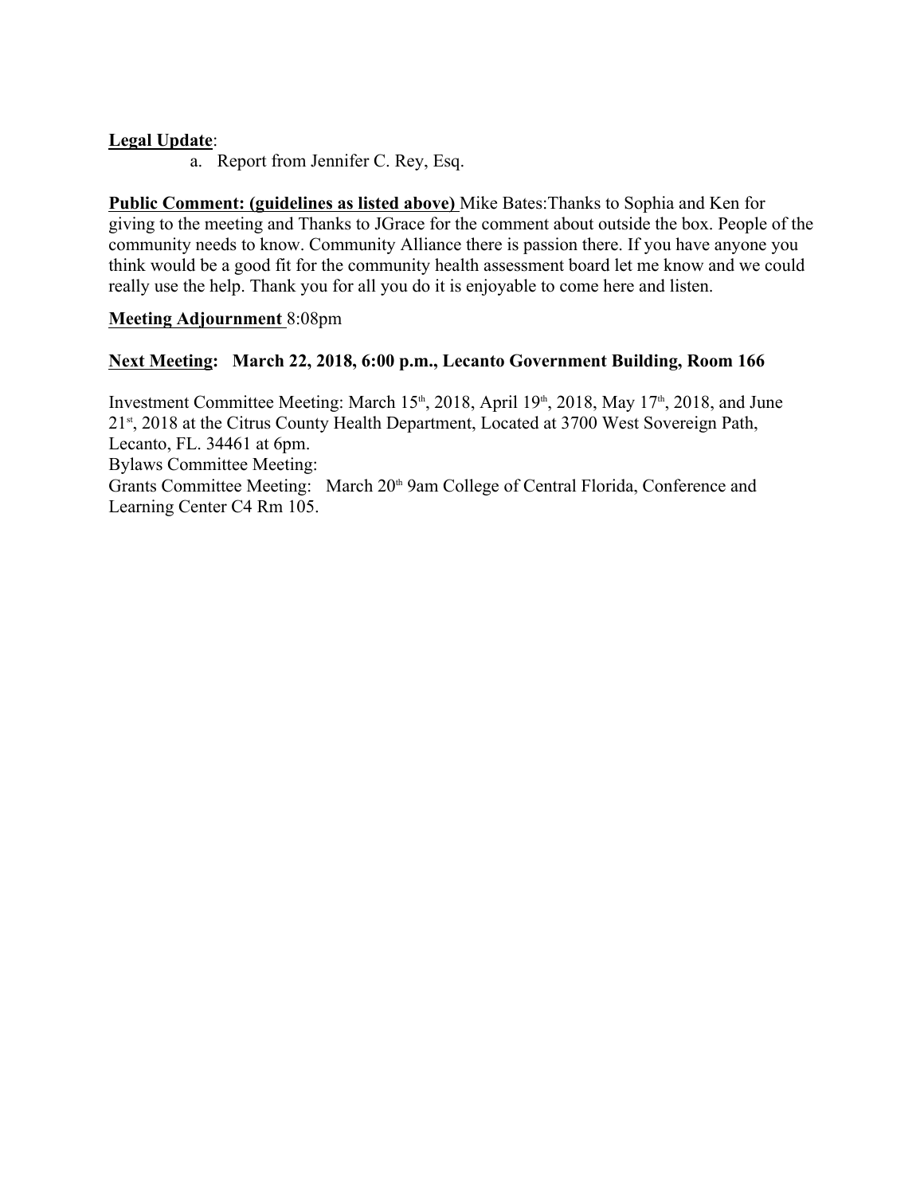**<u>Legal Update</u>**:

a. Report from Jennifer C. Rey, Esq.

**<u>Public Comment: (guidelines as listed above)</u>** Mike Bates:Thanks to Sophia and Ken for giving to the meeting and Thanks to JGrace for the comment about outside the box. People of the community needs to know. Community Alliance there is passion there. If you have anyone you think would be a good fit for the community health assessment board let me know and we could really use the help. Thank you for all you do it is enjoyable to come here and listen.

**<u>Meeting Adjournment</u>** 8:08pm

**<u>Next Meeting</u>: March 22, 2018, 6:00 p.m., Lecanto Government Building, Room 166**

Investment Committee Meeting: March 15th, 2018, April 19th, 2018, May 17th, 2018, and June 21st, 2018 at the Citrus County Health Department, Located at 3700 West Sovereign Path, Lecanto, FL. 34461 at 6pm.

Bylaws Committee Meeting:

Grants Committee Meeting: March 20th 9am College of Central Florida, Conference and Learning Center C4 Rm 105.